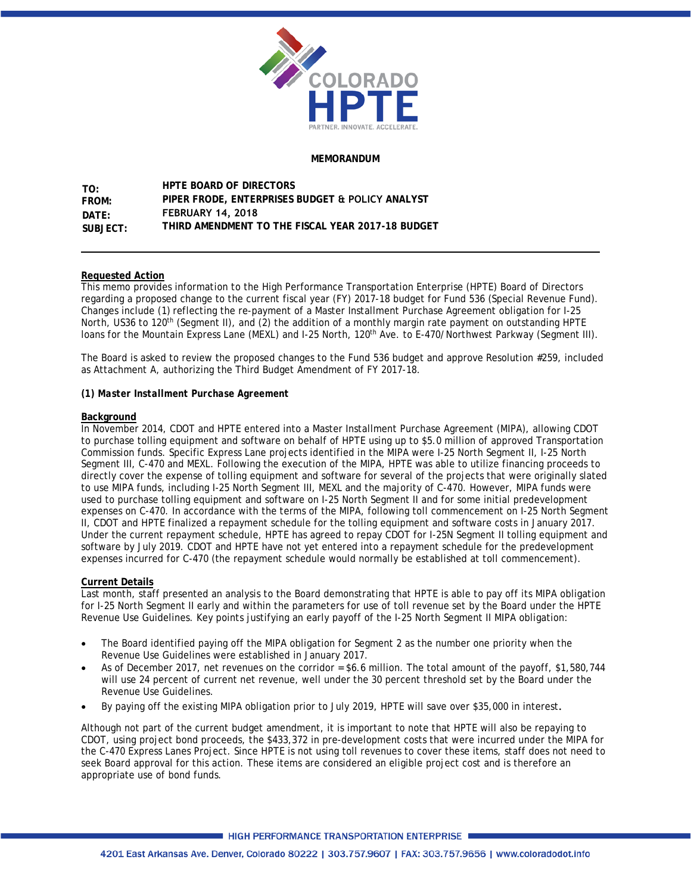**MEMORANDUM**

**TO:** HPTE BOARD OF DIRECTORS
**FROM:** PIPER FRODE, ENTERPRISES BUDGET & POLICY ANALYST
**DATE:** FEBRUARY 14, 2018
**SUBJECT:** THIRD AMENDMENT TO THE FISCAL YEAR 2017-18 BUDGET

---

**Requested Action**

This memo provides information to the High Performance Transportation Enterprise (HPTE) Board of Directors regarding a proposed change to the current fiscal year (FY) 2017-18 budget for Fund 536 (Special Revenue Fund). Changes include (1) reflecting the re-payment of a Master Installment Purchase Agreement obligation for I-25 North, US36 to 120th (Segment II), and (2) the addition of a monthly margin rate payment on outstanding HPTE loans for the Mountain Express Lane (MEXL) and I-25 North, 120th Ave. to E-470/Northwest Parkway (Segment III).

The Board is asked to review the proposed changes to the Fund 536 budget and approve Resolution #259, included as Attachment A, authorizing the Third Budget Amendment of FY 2017-18.

***(1) Master Installment Purchase Agreement***

**Background**

In November 2014, CDOT and HPTE entered into a Master Installment Purchase Agreement (MIPA), allowing CDOT to purchase tolling equipment and software on behalf of HPTE using up to $5.0 million of approved Transportation Commission funds. Specific Express Lane projects identified in the MIPA were I-25 North Segment II, I-25 North Segment III, C-470 and MEXL. Following the execution of the MIPA, HPTE was able to utilize financing proceeds to directly cover the expense of tolling equipment and software for several of the projects that were originally slated to use MIPA funds, including I-25 North Segment III, MEXL and the majority of C-470. However, MIPA funds were used to purchase tolling equipment and software on I-25 North Segment II and for some initial predevelopment expenses on C-470. In accordance with the terms of the MIPA, following toll commencement on I-25 North Segment II, CDOT and HPTE finalized a repayment schedule for the tolling equipment and software costs in January 2017. Under the current repayment schedule, HPTE has agreed to repay CDOT for I-25N Segment II tolling equipment and software by July 2019. CDOT and HPTE have not yet entered into a repayment schedule for the predevelopment expenses incurred for C-470 (the repayment schedule would normally be established at toll commencement).

**Current Details**

Last month, staff presented an analysis to the Board demonstrating that HPTE is able to pay off its MIPA obligation for I-25 North Segment II early and within the parameters for use of toll revenue set by the Board under the HPTE Revenue Use Guidelines. Key points justifying an early payoff of the I-25 North Segment II MIPA obligation:

- The Board identified paying off the MIPA obligation for Segment 2 as the number one priority when the Revenue Use Guidelines were established in January 2017.
- As of December 2017, net revenues on the corridor = $6.6 million. The total amount of the payoff, $1,580,744 will use 24 percent of current net revenue, well under the 30 percent threshold set by the Board under the Revenue Use Guidelines.
- By paying off the existing MIPA obligation prior to July 2019, HPTE will save over $35,000 in interest.

Although not part of the current budget amendment, it is important to note that HPTE will also be repaying to CDOT, using project bond proceeds, the $433,372 in pre-development costs that were incurred under the MIPA for the C-470 Express Lanes Project. Since HPTE is not using toll revenues to cover these items, staff does not need to seek Board approval for this action. These items are considered an eligible project cost and is therefore an appropriate use of bond funds.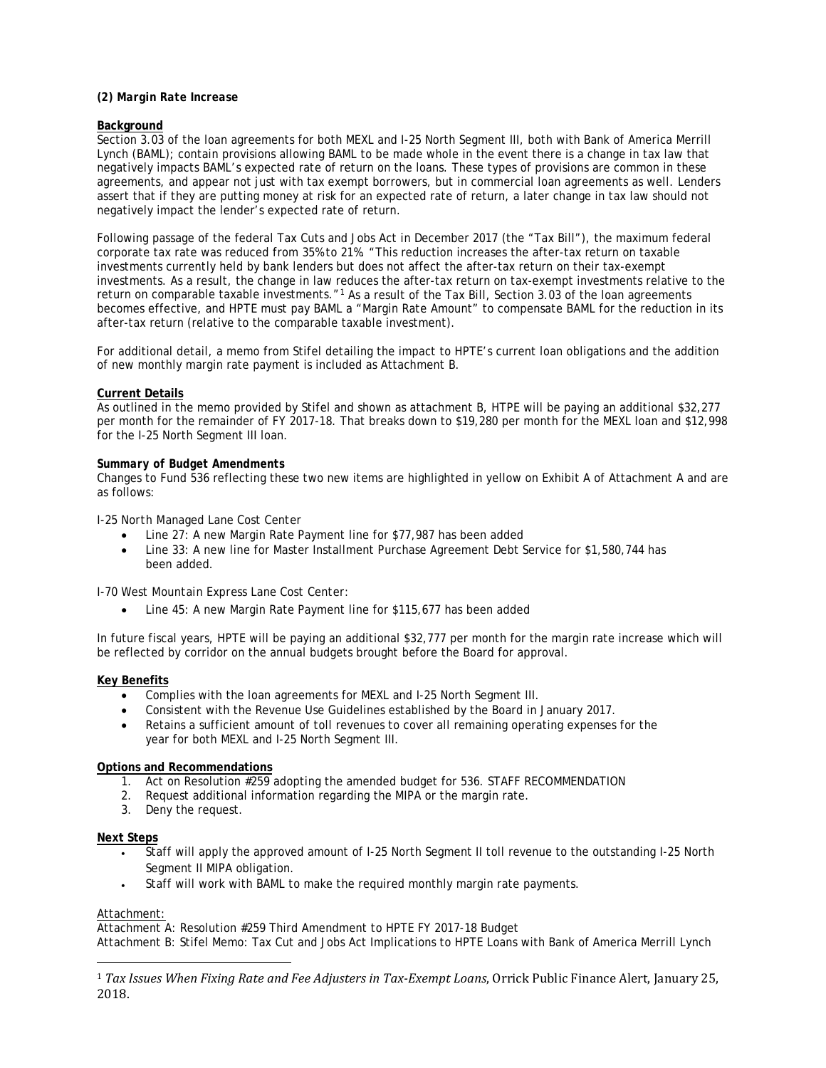***(2) Margin Rate Increase***

**Background**

Section 3.03 of the loan agreements for both MEXL and I-25 North Segment III, both with Bank of America Merrill Lynch (BAML); contain provisions allowing BAML to be made whole in the event there is a change in tax law that negatively impacts BAML's expected rate of return on the loans. These types of provisions are common in these agreements, and appear not just with tax exempt borrowers, but in commercial loan agreements as well. Lenders assert that if they are putting money at risk for an expected rate of return, a later change in tax law should not negatively impact the lender's expected rate of return.

Following passage of the federal Tax Cuts and Jobs Act in December 2017 (the "Tax Bill"), the maximum federal corporate tax rate was reduced from 35% to 21%. "This reduction increases the after-tax return on taxable investments currently held by bank lenders but does not affect the after-tax return on their tax-exempt investments. As a result, the change in law reduces the after-tax return on tax-exempt investments relative to the return on comparable taxable investments."[1] As a result of the Tax Bill, Section 3.03 of the loan agreements becomes effective, and HPTE must pay BAML a "Margin Rate Amount" to compensate BAML for the reduction in its after-tax return (relative to the comparable taxable investment).

For additional detail, a memo from Stifel detailing the impact to HPTE's current loan obligations and the addition of new monthly margin rate payment is included as Attachment B.

**Current Details**

As outlined in the memo provided by Stifel and shown as attachment B, HTPE will be paying an additional $32,277 per month for the remainder of FY 2017-18. That breaks down to $19,280 per month for the MEXL loan and $12,998 for the I-25 North Segment III loan.

***Summary of Budget Amendments***

Changes to Fund 536 reflecting these two new items are highlighted in yellow on Exhibit A of Attachment A and are as follows:

*I-25 North Managed Lane Cost Center*

- Line 27: A new Margin Rate Payment line for $77,987 has been added
- Line 33: A new line for Master Installment Purchase Agreement Debt Service for $1,580,744 has been added.

*I-70 West Mountain Express Lane Cost Center:*

- Line 45: A new Margin Rate Payment line for $115,677 has been added

In future fiscal years, HPTE will be paying an additional $32,777 per month for the margin rate increase which will be reflected by corridor on the annual budgets brought before the Board for approval.

**Key Benefits**

- Complies with the loan agreements for MEXL and I-25 North Segment III.
- Consistent with the Revenue Use Guidelines established by the Board in January 2017.
- Retains a sufficient amount of toll revenues to cover all remaining operating expenses for the year for both MEXL and I-25 North Segment III.

**Options and Recommendations**

1. Act on Resolution #259 adopting the amended budget for 536. STAFF RECOMMENDATION
2. Request additional information regarding the MIPA or the margin rate.
3. Deny the request.

**Next Steps**

- Staff will apply the approved amount of I-25 North Segment II toll revenue to the outstanding I-25 North Segment II MIPA obligation.
- Staff will work with BAML to make the required monthly margin rate payments.

Attachment:

Attachment A: Resolution #259 Third Amendment to HPTE FY 2017-18 Budget

Attachment B: Stifel Memo: Tax Cut and Jobs Act Implications to HPTE Loans with Bank of America Merrill Lynch

[1] *Tax Issues When Fixing Rate and Fee Adjusters in Tax-Exempt Loans*, Orrick Public Finance Alert, January 25, 2018.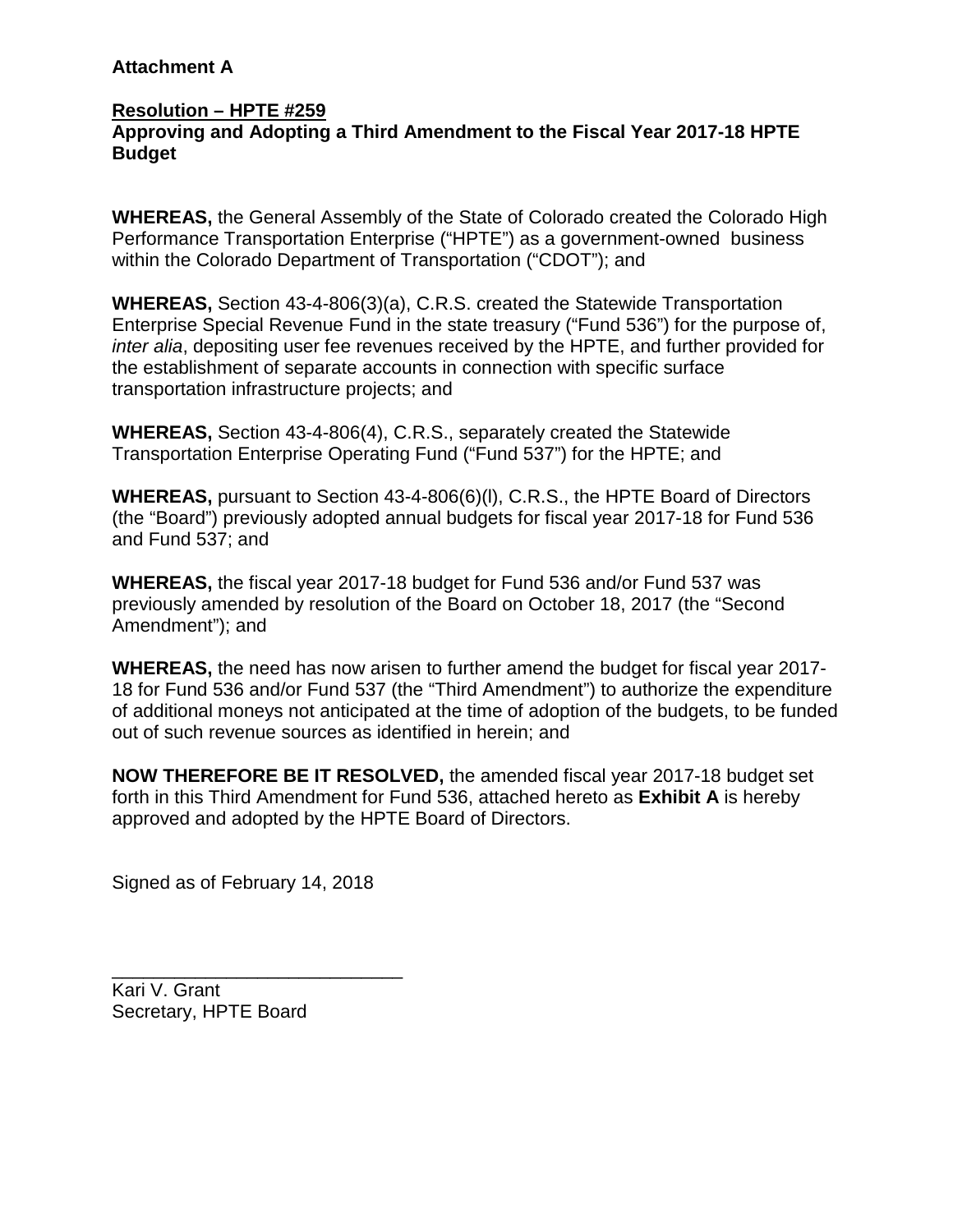**Attachment A**

**Resolution – HPTE #259**

**Approving and Adopting a Third Amendment to the Fiscal Year 2017-18 HPTE Budget**

**WHEREAS,** the General Assembly of the State of Colorado created the Colorado High Performance Transportation Enterprise ("HPTE") as a government-owned business within the Colorado Department of Transportation ("CDOT"); and

**WHEREAS,** Section 43-4-806(3)(a), C.R.S. created the Statewide Transportation Enterprise Special Revenue Fund in the state treasury ("Fund 536") for the purpose of, *inter alia*, depositing user fee revenues received by the HPTE, and further provided for the establishment of separate accounts in connection with specific surface transportation infrastructure projects; and

**WHEREAS,** Section 43-4-806(4), C.R.S., separately created the Statewide Transportation Enterprise Operating Fund ("Fund 537") for the HPTE; and

**WHEREAS,** pursuant to Section 43-4-806(6)(l), C.R.S., the HPTE Board of Directors (the "Board") previously adopted annual budgets for fiscal year 2017-18 for Fund 536 and Fund 537; and

**WHEREAS,** the fiscal year 2017-18 budget for Fund 536 and/or Fund 537 was previously amended by resolution of the Board on October 18, 2017 (the "Second Amendment"); and

**WHEREAS,** the need has now arisen to further amend the budget for fiscal year 2017-18 for Fund 536 and/or Fund 537 (the "Third Amendment") to authorize the expenditure of additional moneys not anticipated at the time of adoption of the budgets, to be funded out of such revenue sources as identified in herein; and

**NOW THEREFORE BE IT RESOLVED,** the amended fiscal year 2017-18 budget set forth in this Third Amendment for Fund 536, attached hereto as **Exhibit A** is hereby approved and adopted by the HPTE Board of Directors.

Signed as of February 14, 2018

\_\_\_\_\_\_\_\_\_\_\_\_\_\_\_\_\_\_\_\_\_\_\_\_\_\_\_\_\_\_

Kari V. Grant

Secretary, HPTE Board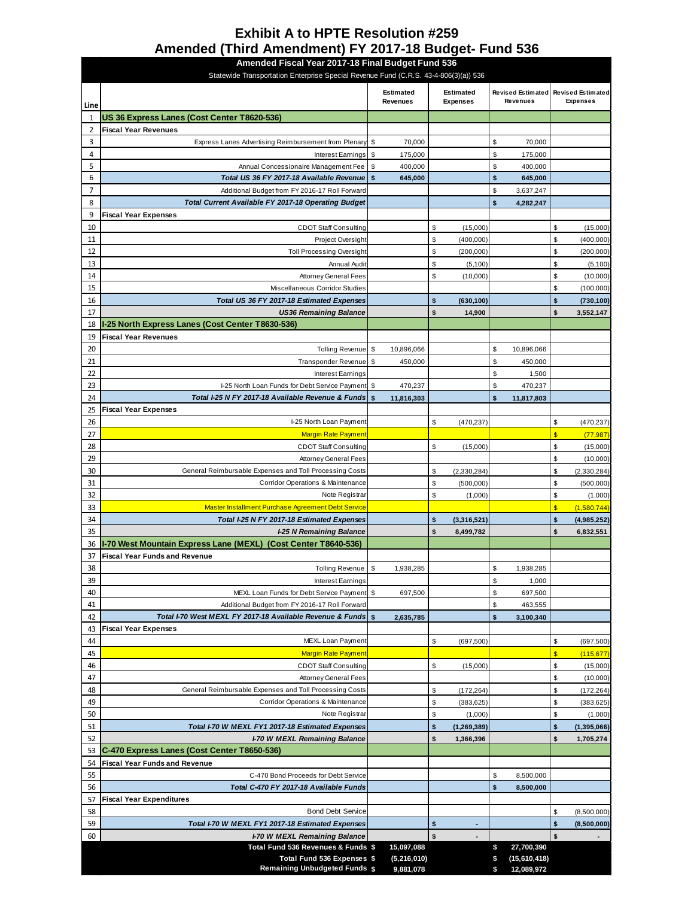# Exhibit A to HPTE Resolution #259
## Amended (Third Amendment) FY 2017-18 Budget- Fund 536

**Amended Fiscal Year 2017-18 Final Budget Fund 536**

Statewide Transportation Enterprise Special Revenue Fund (C.R.S. 43-4-806(3)(a)) 536

| Line | | Estimated Revenues | Estimated Expenses | Revised Estimated Revenues | Revised Estimated Expenses |
|---|---|---|---|---|---|
| 1 | **US 36 Express Lanes (Cost Center T8620-536)** | | | | |
| 2 | **Fiscal Year Revenues** | | | | |
| 3 | Express Lanes Advertising Reimbursement from Plenary | $ 70,000 | | $ 70,000 | |
| 4 | Interest Earnings | $ 175,000 | | $ 175,000 | |
| 5 | Annual Concessionaire Management Fee | $ 400,000 | | $ 400,000 | |
| 6 | ***Total US 36 FY 2017-18 Available Revenue*** | **$ 645,000** | | **$ 645,000** | |
| 7 | Additional Budget from FY 2016-17 Roll Forward | | | $ 3,637,247 | |
| 8 | ***Total Current Available FY 2017-18 Operating Budget*** | | | **$ 4,282,247** | |
| 9 | **Fiscal Year Expenses** | | | | |
| 10 | CDOT Staff Consulting | | $ (15,000) | | $ (15,000) |
| 11 | Project Oversight | | $ (400,000) | | $ (400,000) |
| 12 | Toll Processing Oversight | | $ (200,000) | | $ (200,000) |
| 13 | Annual Audit | | $ (5,100) | | $ (5,100) |
| 14 | Attorney General Fees | | $ (10,000) | | $ (10,000) |
| 15 | Miscellaneous Corridor Studies | | | | $ (100,000) |
| 16 | ***Total US 36 FY 2017-18 Estimated Expenses*** | | **$ (630,100)** | | **$ (730,100)** |
| 17 | ***US36 Remaining Balance*** | | **$ 14,900** | | **$ 3,552,147** |
| 18 | **I-25 North Express Lanes (Cost Center T8630-536)** | | | | |
| 19 | **Fiscal Year Revenues** | | | | |
| 20 | Tolling Revenue | $ 10,896,066 | | $ 10,896,066 | |
| 21 | Transponder Revenue | $ 450,000 | | $ 450,000 | |
| 22 | Interest Earnings | | | $ 1,500 | |
| 23 | I-25 North Loan Funds for Debt Service Payment | $ 470,237 | | $ 470,237 | |
| 24 | ***Total I-25 N FY 2017-18 Available Revenue & Funds*** | **$ 11,816,303** | | **$ 11,817,803** | |
| 25 | **Fiscal Year Expenses** | | | | |
| 26 | I-25 North Loan Payment | | $ (470,237) | | $ (470,237) |
| 27 | Margin Rate Payment | | | | $ (77,987) |
| 28 | CDOT Staff Consulting | | $ (15,000) | | $ (15,000) |
| 29 | Attorney General Fees | | | | $ (10,000) |
| 30 | General Reimbursable Expenses and Toll Processing Costs | | $ (2,330,284) | | $ (2,330,284) |
| 31 | Corridor Operations & Maintenance | | $ (500,000) | | $ (500,000) |
| 32 | Note Registrar | | $ (1,000) | | $ (1,000) |
| 33 | Master Installment Purchase Agreement Debt Service | | | | $ (1,580,744) |
| 34 | ***Total I-25 N FY 2017-18 Estimated Expenses*** | | **$ (3,316,521)** | | **$ (4,985,252)** |
| 35 | ***I-25 N Remaining Balance*** | | **$ 8,499,782** | | **$ 6,832,551** |
| 36 | **I-70 West Mountain Express Lane (MEXL) (Cost Center T8640-536)** | | | | |
| 37 | **Fiscal Year Funds and Revenue** | | | | |
| 38 | Tolling Revenue | $ 1,938,285 | | $ 1,938,285 | |
| 39 | Interest Earnings | | | $ 1,000 | |
| 40 | MEXL Loan Funds for Debt Service Payment | $ 697,500 | | $ 697,500 | |
| 41 | Additional Budget from FY 2016-17 Roll Forward | | | $ 463,555 | |
| 42 | ***Total I-70 West MEXL FY 2017-18 Available Revenue & Funds*** | **$ 2,635,785** | | **$ 3,100,340** | |
| 43 | **Fiscal Year Expenses** | | | | |
| 44 | MEXL Loan Payment | | $ (697,500) | | $ (697,500) |
| 45 | Margin Rate Payment | | | | $ (115,677) |
| 46 | CDOT Staff Consulting | | $ (15,000) | | $ (15,000) |
| 47 | Attorney General Fees | | | | $ (10,000) |
| 48 | General Reimbursable Expenses and Toll Processing Costs | | $ (172,264) | | $ (172,264) |
| 49 | Corridor Operations & Maintenance | | $ (383,625) | | $ (383,625) |
| 50 | Note Registrar | | $ (1,000) | | $ (1,000) |
| 51 | ***Total I-70 W MEXL FY1 2017-18 Estimated Expenses*** | | **$ (1,269,389)** | | **$ (1,395,066)** |
| 52 | ***I-70 W MEXL Remaining Balance*** | | **$ 1,366,396** | | **$ 1,705,274** |
| 53 | **C-470 Express Lanes (Cost Center T8650-536)** | | | | |
| 54 | **Fiscal Year Funds and Revenue** | | | | |
| 55 | C-470 Bond Proceeds for Debt Service | | | $ 8,500,000 | |
| 56 | ***Total C-470 FY 2017-18 Available Funds*** | | | **$ 8,500,000** | |
| 57 | **Fiscal Year Expenditures** | | | | |
| 58 | Bond Debt Service | | | | $ (8,500,000) |
| 59 | ***Total I-70 W MEXL FY1 2017-18 Estimated Expenses*** | | **$ -** | | **$ (8,500,000)** |
| 60 | ***I-70 W MEXL Remaining Balance*** | | **$ -** | | **$ -** |
| | **Total Fund 536 Revenues & Funds $** | **15,097,088** | | **$ 27,700,390** | |
| | **Total Fund 536 Expenses $** | **(5,216,010)** | | **$ (15,610,418)** | |
| | **Remaining Unbudgeted Funds $** | **9,881,078** | | **$ 12,089,972** | |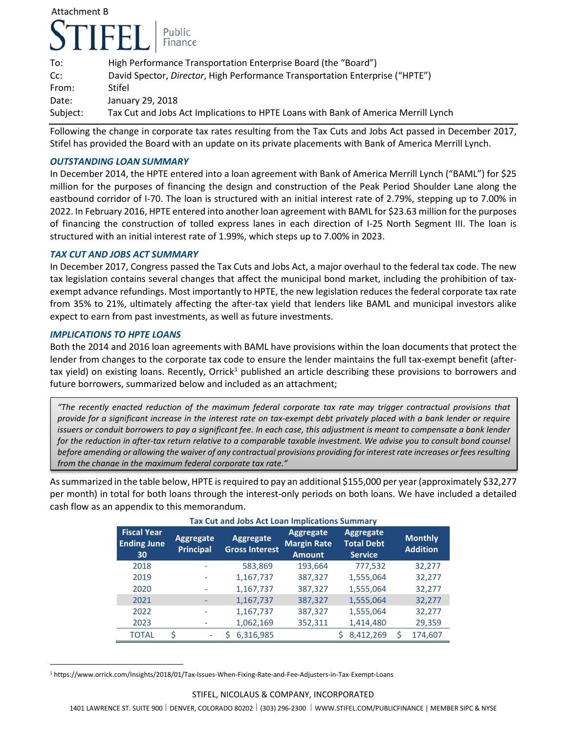Attachment B

STIFEL | Public Finance

To: High Performance Transportation Enterprise Board (the "Board")
Cc: David Spector, *Director*, High Performance Transportation Enterprise ("HPTE")
From: Stifel
Date: January 29, 2018
Subject: Tax Cut and Jobs Act Implications to HPTE Loans with Bank of America Merrill Lynch

Following the change in corporate tax rates resulting from the Tax Cuts and Jobs Act passed in December 2017, Stifel has provided the Board with an update on its private placements with Bank of America Merrill Lynch.

### *OUTSTANDING LOAN SUMMARY*

In December 2014, the HPTE entered into a loan agreement with Bank of America Merrill Lynch ("BAML") for $25 million for the purposes of financing the design and construction of the Peak Period Shoulder Lane along the eastbound corridor of I-70. The loan is structured with an initial interest rate of 2.79%, stepping up to 7.00% in 2022. In February 2016, HPTE entered into another loan agreement with BAML for $23.63 million for the purposes of financing the construction of tolled express lanes in each direction of I-25 North Segment III. The loan is structured with an initial interest rate of 1.99%, which steps up to 7.00% in 2023.

### *TAX CUT AND JOBS ACT SUMMARY*

In December 2017, Congress passed the Tax Cuts and Jobs Act, a major overhaul to the federal tax code. The new tax legislation contains several changes that affect the municipal bond market, including the prohibition of tax-exempt advance refundings. Most importantly to HPTE, the new legislation reduces the federal corporate tax rate from 35% to 21%, ultimately affecting the after-tax yield that lenders like BAML and municipal investors alike expect to earn from past investments, as well as future investments.

### *IMPLICATIONS TO HPTE LOANS*

Both the 2014 and 2016 loan agreements with BAML have provisions within the loan documents that protect the lender from changes to the corporate tax code to ensure the lender maintains the full tax-exempt benefit (after-tax yield) on existing loans. Recently, Orrick[1] published an article describing these provisions to borrowers and future borrowers, summarized below and included as an attachment;

> *"The recently enacted reduction of the maximum federal corporate tax rate may trigger contractual provisions that provide for a significant increase in the interest rate on tax-exempt debt privately placed with a bank lender or require issuers or conduit borrowers to pay a significant fee. In each case, this adjustment is meant to compensate a bank lender for the reduction in after-tax return relative to a comparable taxable investment. We advise you to consult bond counsel before amending or allowing the waiver of any contractual provisions providing for interest rate increases or fees resulting from the change in the maximum federal corporate tax rate."*

As summarized in the table below, HPTE is required to pay an additional $155,000 per year (approximately $32,277 per month) in total for both loans through the interest-only periods on both loans. We have included a detailed cash flow as an appendix to this memorandum.

**Tax Cut and Jobs Act Loan Implications Summary**

| Fiscal Year Ending June 30 | Aggregate Principal | Aggregate Gross Interest | Aggregate Margin Rate Amount | Aggregate Total Debt Service | Monthly Addition |
|---|---|---|---|---|---|
| 2018 | - | 583,869 | 193,664 | 777,532 | 32,277 |
| 2019 | - | 1,167,737 | 387,327 | 1,555,064 | 32,277 |
| 2020 | - | 1,167,737 | 387,327 | 1,555,064 | 32,277 |
| 2021 | - | 1,167,737 | 387,327 | 1,555,064 | 32,277 |
| 2022 | - | 1,167,737 | 387,327 | 1,555,064 | 32,277 |
| 2023 | - | 1,062,169 | 352,311 | 1,414,480 | 29,359 |
| TOTAL | $ - | $ 6,316,985 | | $ 8,412,269 | $ 174,607 |

[1] https://www.orrick.com/Insights/2018/01/Tax-Issues-When-Fixing-Rate-and-Fee-Adjusters-in-Tax-Exempt-Loans

STIFEL, NICOLAUS & COMPANY, INCORPORATED

1401 LAWRENCE ST. SUITE 900 | DENVER, COLORADO 80202 | (303) 296-2300 | WWW.STIFEL.COM/PUBLICFINANCE | MEMBER SIPC & NYSE